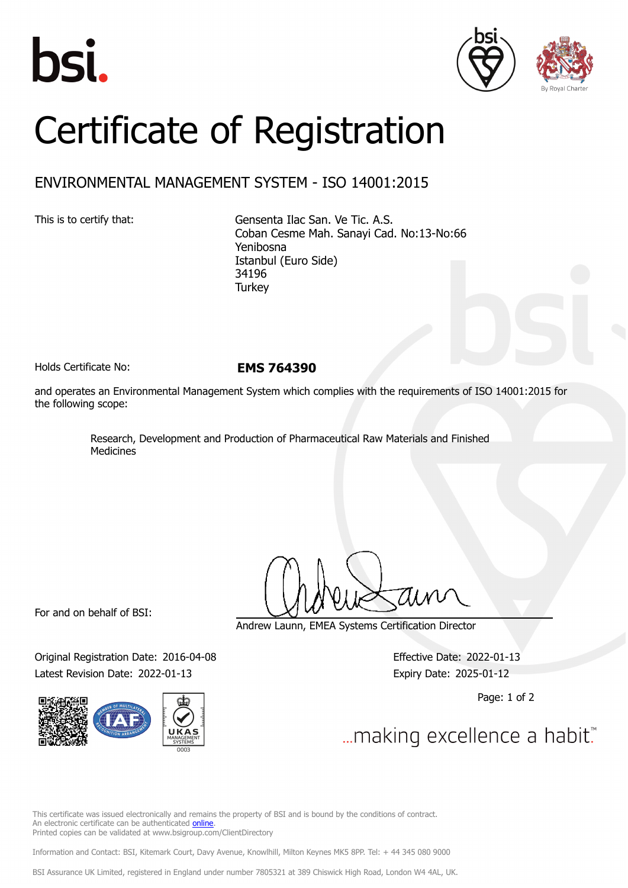# Certificate of Registration

## ENVIRONMENTAL MANAGEMENT SYSTEM - ISO 14001:2015

This is to certify that:

Gensenta Ilac San. Ve Tic. A.S.
Coban Cesme Mah. Sanayi Cad. No:13-No:66
Yenibosna
Istanbul (Euro Side)
34196
Turkey

Holds Certificate No: **EMS 764390**

and operates an Environmental Management System which complies with the requirements of ISO 14001:2015 for the following scope:

Research, Development and Production of Pharmaceutical Raw Materials and Finished Medicines

For and on behalf of BSI:

Andrew Launn, EMEA Systems Certification Director

Original Registration Date: 2016-04-08
Latest Revision Date: 2022-01-13

Effective Date: 2022-01-13
Expiry Date: 2025-01-12

...making excellence a habit.™

This certificate was issued electronically and remains the property of BSI and is bound by the conditions of contract.
An electronic certificate can be authenticated online.
Printed copies can be validated at www.bsigroup.com/ClientDirectory

Information and Contact: BSI, Kitemark Court, Davy Avenue, Knowlhill, Milton Keynes MK5 8PP. Tel: + 44 345 080 9000

BSI Assurance UK Limited, registered in England under number 7805321 at 389 Chiswick High Road, London W4 4AL, UK.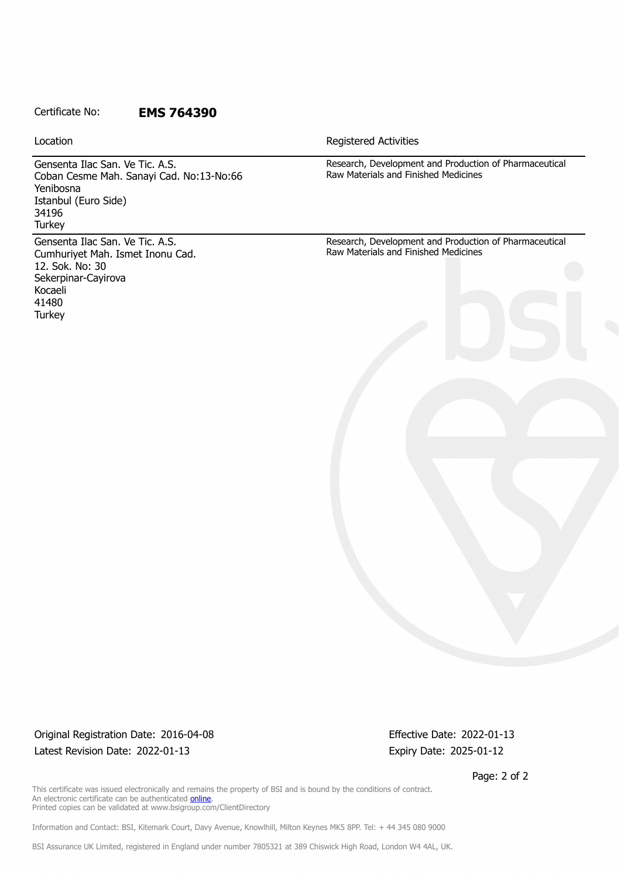Certificate No: **EMS 764390**

| Location | Registered Activities |
|---|---|
| Gensenta Ilac San. Ve Tic. A.S.<br>Coban Cesme Mah. Sanayi Cad. No:13-No:66<br>Yenibosna<br>Istanbul (Euro Side)<br>34196<br>Turkey | Research, Development and Production of Pharmaceutical Raw Materials and Finished Medicines |
| Gensenta Ilac San. Ve Tic. A.S.<br>Cumhuriyet Mah. Ismet Inonu Cad.<br>12. Sok. No: 30<br>Sekerpinar-Cayirova<br>Kocaeli<br>41480<br>Turkey | Research, Development and Production of Pharmaceutical Raw Materials and Finished Medicines |

Original Registration Date: 2016-04-08

Latest Revision Date: 2022-01-13

Effective Date: 2022-01-13

Expiry Date: 2025-01-12

This certificate was issued electronically and remains the property of BSI and is bound by the conditions of contract.
An electronic certificate can be authenticated online.
Printed copies can be validated at www.bsigroup.com/ClientDirectory

Information and Contact: BSI, Kitemark Court, Davy Avenue, Knowlhill, Milton Keynes MK5 8PP. Tel: + 44 345 080 9000

BSI Assurance UK Limited, registered in England under number 7805321 at 389 Chiswick High Road, London W4 4AL, UK.